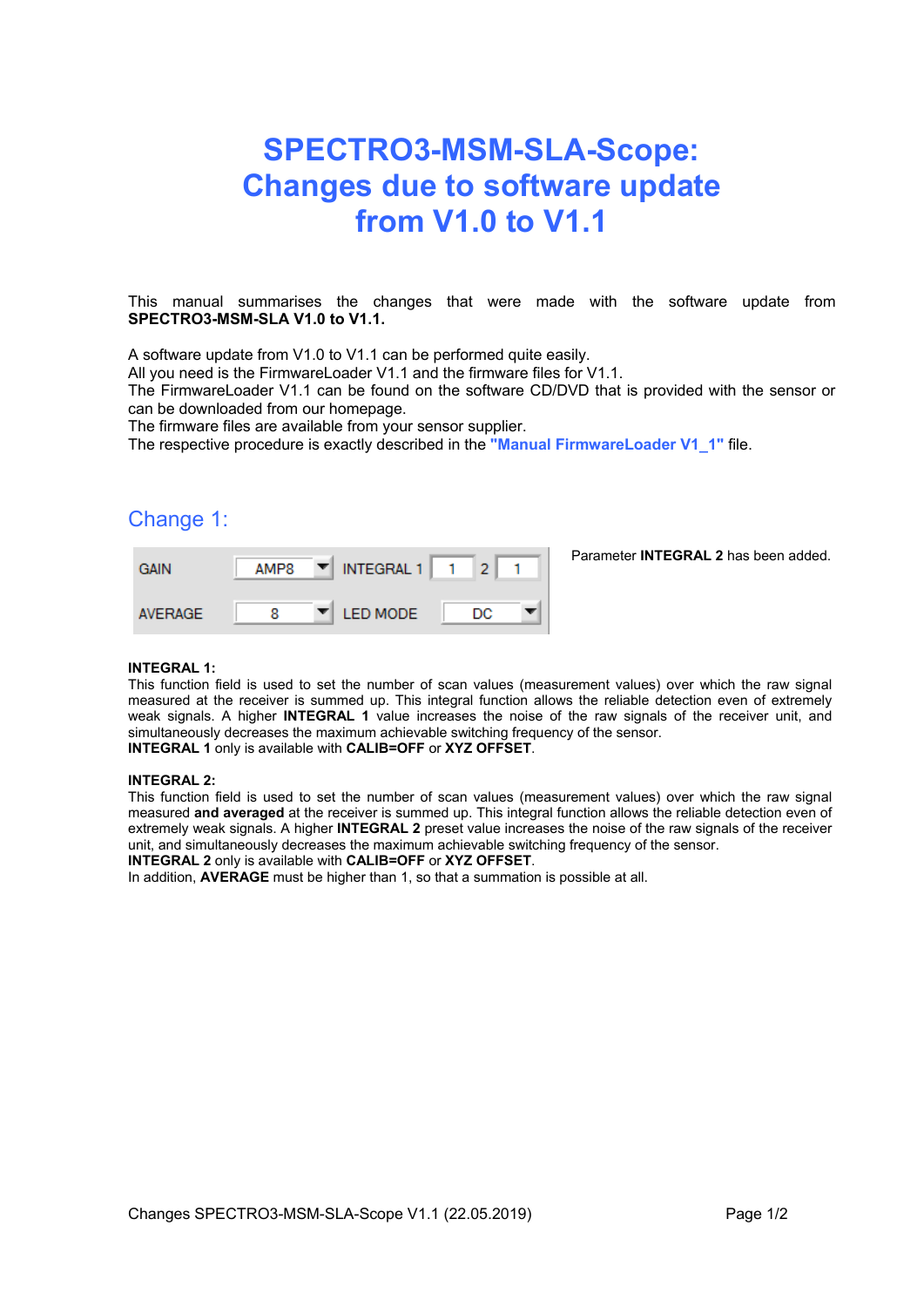# SPECTRO3-MSM-SLA-Scope: Changes due to software update from V1.0 to V1.1

This manual summarises the changes that were made with the software update from **SPECTRO3-MSM-SLA V1.0 to V1.1.**

A software update from V1.0 to V1.1 can be performed quite easily.
All you need is the FirmwareLoader V1.1 and the firmware files for V1.1.
The FirmwareLoader V1.1 can be found on the software CD/DVD that is provided with the sensor or can be downloaded from our homepage.
The firmware files are available from your sensor supplier.
The respective procedure is exactly described in the **"Manual FirmwareLoader V1_1"** file.

## Change 1:

| GAIN | AMP8 | INTEGRAL 1 | 1 | 2 | 1 |
|---|---|---|---|---|---|
| AVERAGE | 8 | LED MODE | DC | | |

Parameter **INTEGRAL 2** has been added.

**INTEGRAL 1:**
This function field is used to set the number of scan values (measurement values) over which the raw signal measured at the receiver is summed up. This integral function allows the reliable detection even of extremely weak signals. A higher **INTEGRAL 1** value increases the noise of the raw signals of the receiver unit, and simultaneously decreases the maximum achievable switching frequency of the sensor.
**INTEGRAL 1** only is available with **CALIB=OFF** or **XYZ OFFSET**.

**INTEGRAL 2:**
This function field is used to set the number of scan values (measurement values) over which the raw signal measured **and averaged** at the receiver is summed up. This integral function allows the reliable detection even of extremely weak signals. A higher **INTEGRAL 2** preset value increases the noise of the raw signals of the receiver unit, and simultaneously decreases the maximum achievable switching frequency of the sensor.
**INTEGRAL 2** only is available with **CALIB=OFF** or **XYZ OFFSET**.
In addition, **AVERAGE** must be higher than 1, so that a summation is possible at all.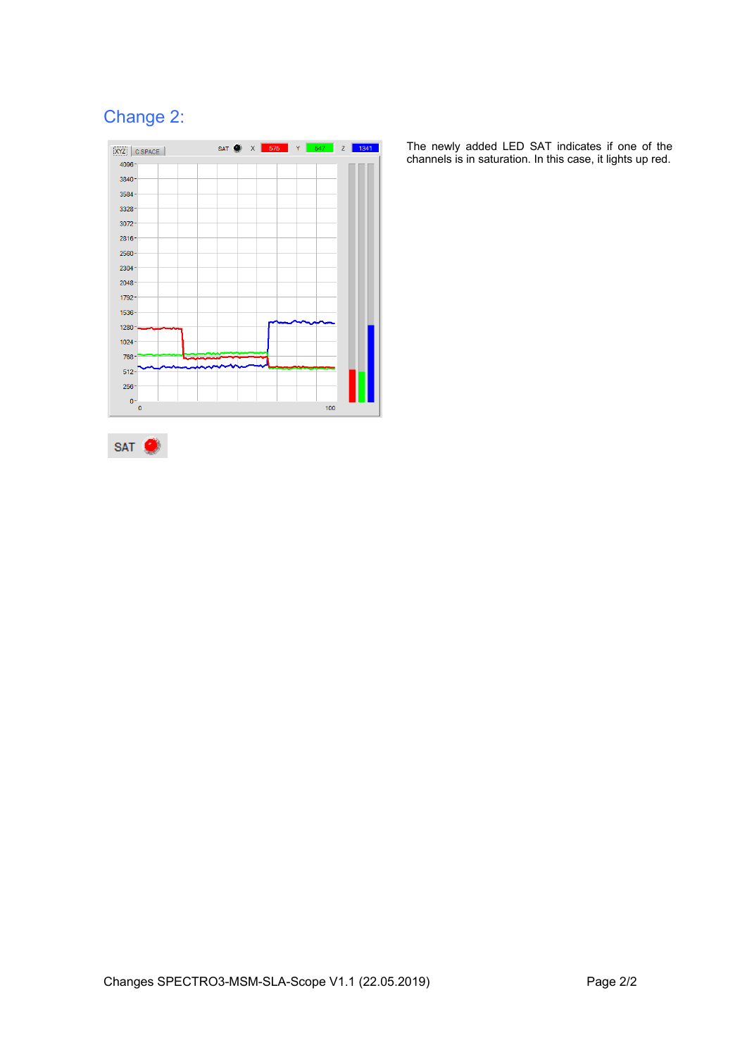## Change 2:

XYZ
C SPACE
SAT
X 575
Y 547
Z 1341

4096
3840
3584
3328
3072
2816
2560
2304
2048
1792
1536
1280
1024
768
512
256
0
0
100

SAT

The newly added LED SAT indicates if one of the channels is in saturation. In this case, it lights up red.